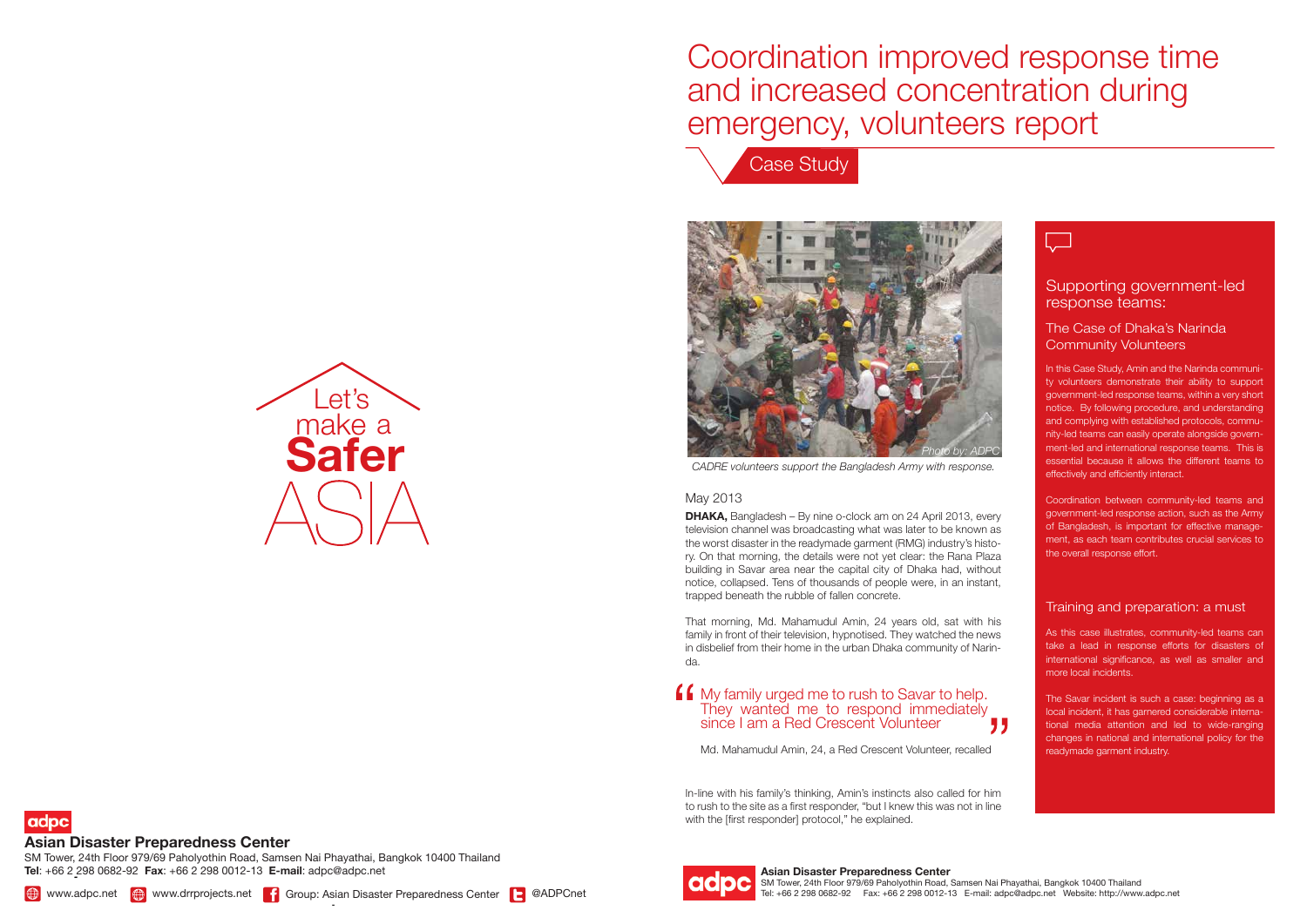# Coordination improved response time and increased concentration during emergency, volunteers report

## Case Study

CADRE volunteers support the Bangladesh Army with response.

May 2013

**DHAKA,** Bangladesh – By nine o-clock am on 24 April 2013, every television channel was broadcasting what was later to be known as the worst disaster in the readymade garment (RMG) industry's history. On that morning, the details were not yet clear: the Rana Plaza building in Savar area near the capital city of Dhaka had, without notice, collapsed. Tens of thousands of people were, in an instant, trapped beneath the rubble of fallen concrete.

That morning, Md. Mahamudul Amin, 24 years old, sat with his family in front of their television, hypnotised. They watched the news in disbelief from their home in the urban Dhaka community of Narinda.

> "My family urged me to rush to Savar to help. They wanted me to respond immediately since I am a Red Crescent Volunteer"
>
> Md. Mahamudul Amin, 24, a Red Crescent Volunteer, recalled

In-line with his family's thinking, Amin's instincts also called for him to rush to the site as a first responder, "but I knew this was not in line with the [first responder] protocol," he explained.

### Supporting government-led response teams:

#### The Case of Dhaka's Narinda Community Volunteers

In this Case Study, Amin and the Narinda community volunteers demonstrate their ability to support government-led response teams, within a very short notice. By following procedure, and understanding and complying with established protocols, community-led teams can easily operate alongside government-led and international response teams. This is essential because it allows the different teams to effectively and efficiently interact.

Coordination between community-led teams and government-led response action, such as the Army of Bangladesh, is important for effective management, as each team contributes crucial services to the overall response effort.

#### Training and preparation: a must

As this case illustrates, community-led teams can take a lead in response efforts for disasters of international significance, as well as smaller and more local incidents.

The Savar incident is such a case: beginning as a local incident, it has garnered considerable international media attention and led to wide-ranging changes in national and international policy for the readymade garment industry.

Let's make a **Safer** ASIA

**Asian Disaster Preparedness Center**
SM Tower, 24th Floor 979/69 Paholyothin Road, Samsen Nai Phayathai, Bangkok 10400 Thailand
**Tel**: +66 2 298 0682-92 **Fax**: +66 2 298 0012-13 **E-mail**: adpc@adpc.net

www.adpc.net | www.drrprojects.net | Group: Asian Disaster Preparedness Center | @ADPCnet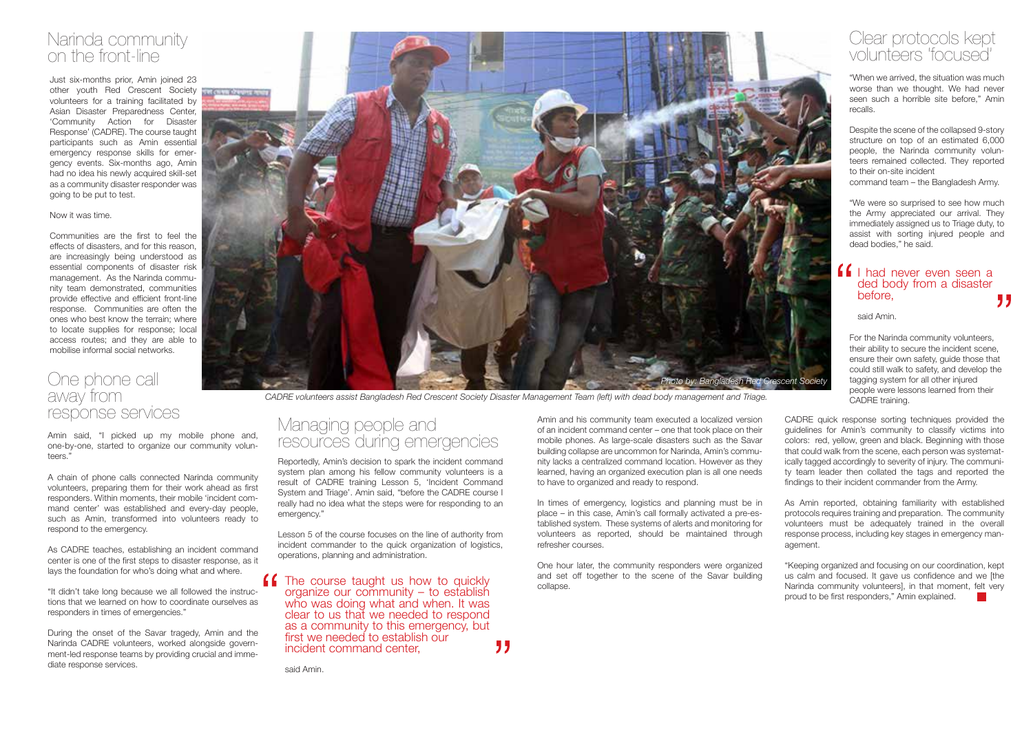## Narinda community on the front-line

Just six-months prior, Amin joined 23 other youth Red Crescent Society volunteers for a training facilitated by Asian Disaster Preparedness Center, 'Community Action for Disaster Response' (CADRE). The course taught participants such as Amin essential emergency response skills for emergency events. Six-months ago, Amin had no idea his newly acquired skill-set as a community disaster responder was going to be put to test.

Now it was time.

Communities are the first to feel the effects of disasters, and for this reason, are increasingly being understood as essential components of disaster risk management. As the Narinda community team demonstrated, communities provide effective and efficient front-line response. Communities are often the ones who best know the terrain; where to locate supplies for response; local access routes; and they are able to mobilise informal social networks.

## One phone call away from response services

Amin said, "I picked up my mobile phone and, one-by-one, started to organize our community volunteers."

A chain of phone calls connected Narinda community volunteers, preparing them for their work ahead as first responders. Within moments, their mobile 'incident command center' was established and every-day people, such as Amin, transformed into volunteers ready to respond to the emergency.

As CADRE teaches, establishing an incident command center is one of the first steps to disaster response, as it lays the foundation for who's doing what and where.

"It didn't take long because we all followed the instructions that we learned on how to coordinate ourselves as responders in times of emergencies."

During the onset of the Savar tragedy, Amin and the Narinda CADRE volunteers, worked alongside government-led response teams by providing crucial and immediate response services.

*CADRE volunteers assist Bangladesh Red Crescent Society Disaster Management Team (left) with dead body management and Triage.*

*Photo by: Bangladesh Red Crescent Society*

## Managing people and resources during emergencies

Reportedly, Amin's decision to spark the incident command system plan among his fellow community volunteers is a result of CADRE training Lesson 5, 'Incident Command System and Triage'. Amin said, "before the CADRE course I really had no idea what the steps were for responding to an emergency."

Lesson 5 of the course focuses on the line of authority from incident commander to the quick organization of logistics, operations, planning and administration.

> "The course taught us how to quickly organize our community – to establish who was doing what and when. It was clear to us that we needed to respond as a community to this emergency, but first we needed to establish our incident command center,"
>
> said Amin.

Amin and his community team executed a localized version of an incident command center – one that took place on their mobile phones. As large-scale disasters such as the Savar building collapse are uncommon for Narinda, Amin's community lacks a centralized command location. However as they learned, having an organized execution plan is all one needs to have to organized and ready to respond.

In times of emergency, logistics and planning must be in place – in this case, Amin's call formally activated a pre-established system. These systems of alerts and monitoring for volunteers as reported, should be maintained through refresher courses.

One hour later, the community responders were organized and set off together to the scene of the Savar building collapse.

## Clear protocols kept volunteers 'focused'

"When we arrived, the situation was much worse than we thought. We had never seen such a horrible site before," Amin recalls.

Despite the scene of the collapsed 9-story structure on top of an estimated 6,000 people, the Narinda community volunteers remained collected. They reported to their on-site incident command team – the Bangladesh Army.

"We were so surprised to see how much the Army appreciated our arrival. They immediately assigned us to Triage duty, to assist with sorting injured people and dead bodies," he said.

> "I had never even seen a ded body from a disaster before,"
>
> said Amin.

For the Narinda community volunteers, their ability to secure the incident scene, ensure their own safety, guide those that could still walk to safety, and develop the tagging system for all other injured people were lessons learned from their CADRE training.

CADRE quick response sorting techniques provided the guidelines for Amin's community to classify victims into colors: red, yellow, green and black. Beginning with those that could walk from the scene, each person was systematically tagged accordingly to severity of injury. The community team leader then collated the tags and reported the findings to their incident commander from the Army.

As Amin reported, obtaining familiarity with established protocols requires training and preparation. The community volunteers must be adequately trained in the overall response process, including key stages in emergency management.

"Keeping organized and focusing on our coordination, kept us calm and focused. It gave us confidence and we [the Narinda community volunteers], in that moment, felt very proud to be first responders," Amin explained.